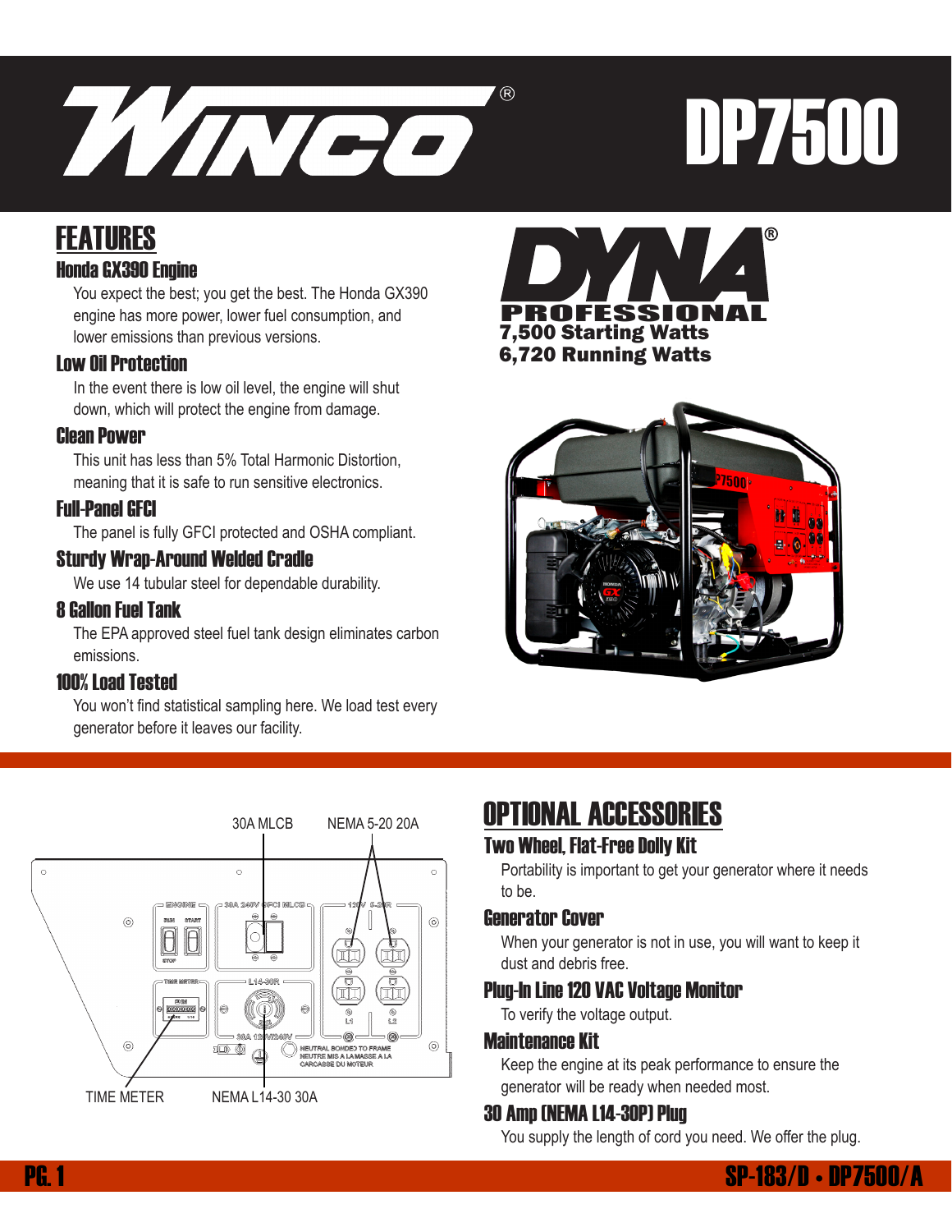# WINCO® DP7500

## FEATURES

### Honda GX390 Engine

You expect the best; you get the best. The Honda GX390 engine has more power, lower fuel consumption, and lower emissions than previous versions.

### Low Oil Protection

In the event there is low oil level, the engine will shut down, which will protect the engine from damage.

### Clean Power

This unit has less than 5% Total Harmonic Distortion, meaning that it is safe to run sensitive electronics.

### Full-Panel GFCI

The panel is fully GFCI protected and OSHA compliant.

### Sturdy Wrap-Around Welded Cradle

We use 14 tubular steel for dependable durability.

### 8 Gallon Fuel Tank

The EPA approved steel fuel tank design eliminates carbon emissions.

### 100% Load Tested

You won't find statistical sampling here. We load test every generator before it leaves our facility.

**DYNA® PROFESSIONAL**
**7,500 Starting Watts**
**6,720 Running Watts**

30A MLCB

NEMA 5-20 20A

TIME METER

NEMA L14-30 30A

## OPTIONAL ACCESSORIES

### Two Wheel, Flat-Free Dolly Kit

Portability is important to get your generator where it needs to be.

### Generator Cover

When your generator is not in use, you will want to keep it dust and debris free.

### Plug-In Line 120 VAC Voltage Monitor

To verify the voltage output.

### Maintenance Kit

Keep the engine at its peak performance to ensure the generator will be ready when needed most.

### 30 Amp (NEMA L14-30P) Plug

You supply the length of cord you need. We offer the plug.

SP-183/D • DP7500/A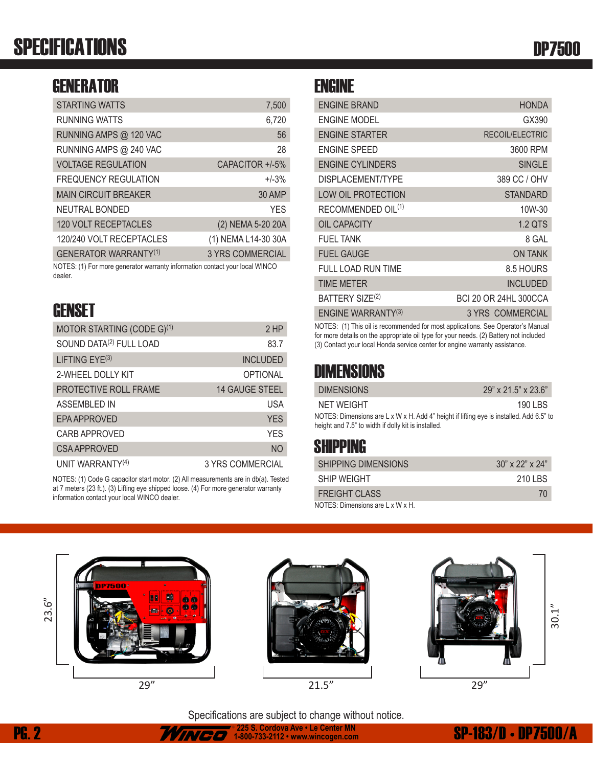# SPECIFICATIONS

DP7500

## GENERATOR

| | |
|---|---|
| STARTING WATTS | 7,500 |
| RUNNING WATTS | 6,720 |
| RUNNING AMPS @ 120 VAC | 56 |
| RUNNING AMPS @ 240 VAC | 28 |
| VOLTAGE REGULATION | CAPACITOR +/-5% |
| FREQUENCY REGULATION | +/-3% |
| MAIN CIRCUIT BREAKER | 30 AMP |
| NEUTRAL BONDED | YES |
| 120 VOLT RECEPTACLES | (2) NEMA 5-20 20A |
| 120/240 VOLT RECEPTACLES | (1) NEMA L14-30 30A |
| GENERATOR WARRANTY(1) | 3 YRS COMMERCIAL |

NOTES: (1) For more generator warranty information contact your local WINCO dealer.

## GENSET

| | |
|---|---|
| MOTOR STARTING (CODE G)(1) | 2 HP |
| SOUND DATA(2) FULL LOAD | 83.7 |
| LIFTING EYE(3) | INCLUDED |
| 2-WHEEL DOLLY KIT | OPTIONAL |
| PROTECTIVE ROLL FRAME | 14 GAUGE STEEL |
| ASSEMBLED IN | USA |
| EPA APPROVED | YES |
| CARB APPROVED | YES |
| CSA APPROVED | NO |
| UNIT WARRANTY(4) | 3 YRS COMMERCIAL |

NOTES: (1) Code G capacitor start motor. (2) All measurements are in db(a). Tested at 7 meters (23 ft.). (3) Lifting eye shipped loose. (4) For more generator warranty information contact your local WINCO dealer.

## ENGINE

| | |
|---|---|
| ENGINE BRAND | HONDA |
| ENGINE MODEL | GX390 |
| ENGINE STARTER | RECOIL/ELECTRIC |
| ENGINE SPEED | 3600 RPM |
| ENGINE CYLINDERS | SINGLE |
| DISPLACEMENT/TYPE | 389 CC / OHV |
| LOW OIL PROTECTION | STANDARD |
| RECOMMENDED OIL(1) | 10W-30 |
| OIL CAPACITY | 1.2 QTS |
| FUEL TANK | 8 GAL |
| FUEL GAUGE | ON TANK |
| FULL LOAD RUN TIME | 8.5 HOURS |
| TIME METER | INCLUDED |
| BATTERY SIZE(2) | BCI 20 OR 24HL 300CCA |
| ENGINE WARRANTY(3) | 3 YRS COMMERCIAL |

NOTES: (1) This oil is recommended for most applications. See Operator's Manual for more details on the appropriate oil type for your needs. (2) Battery not included (3) Contact your local Honda service center for engine warranty assistance.

## DIMENSIONS

| | |
|---|---|
| DIMENSIONS | 29" x 21.5" x 23.6" |
| NET WEIGHT | 190 LBS |

NOTES: Dimensions are L x W x H. Add 4" height if lifting eye is installed. Add 6.5" to height and 7.5" to width if dolly kit is installed.

## SHIPPING

| | |
|---|---|
| SHIPPING DIMENSIONS | 30" x 22" x 24" |
| SHIP WEIGHT | 210 LBS |
| FREIGHT CLASS | 70 |

NOTES: Dimensions are L x W x H.

23.6"

29"

21.5"

30.1"

29"

Specifications are subject to change without notice.

225 S. Cordova Ave • Le Center MN
1-800-733-2112 • www.wincogen.com

SP-183/D • DP7500/A